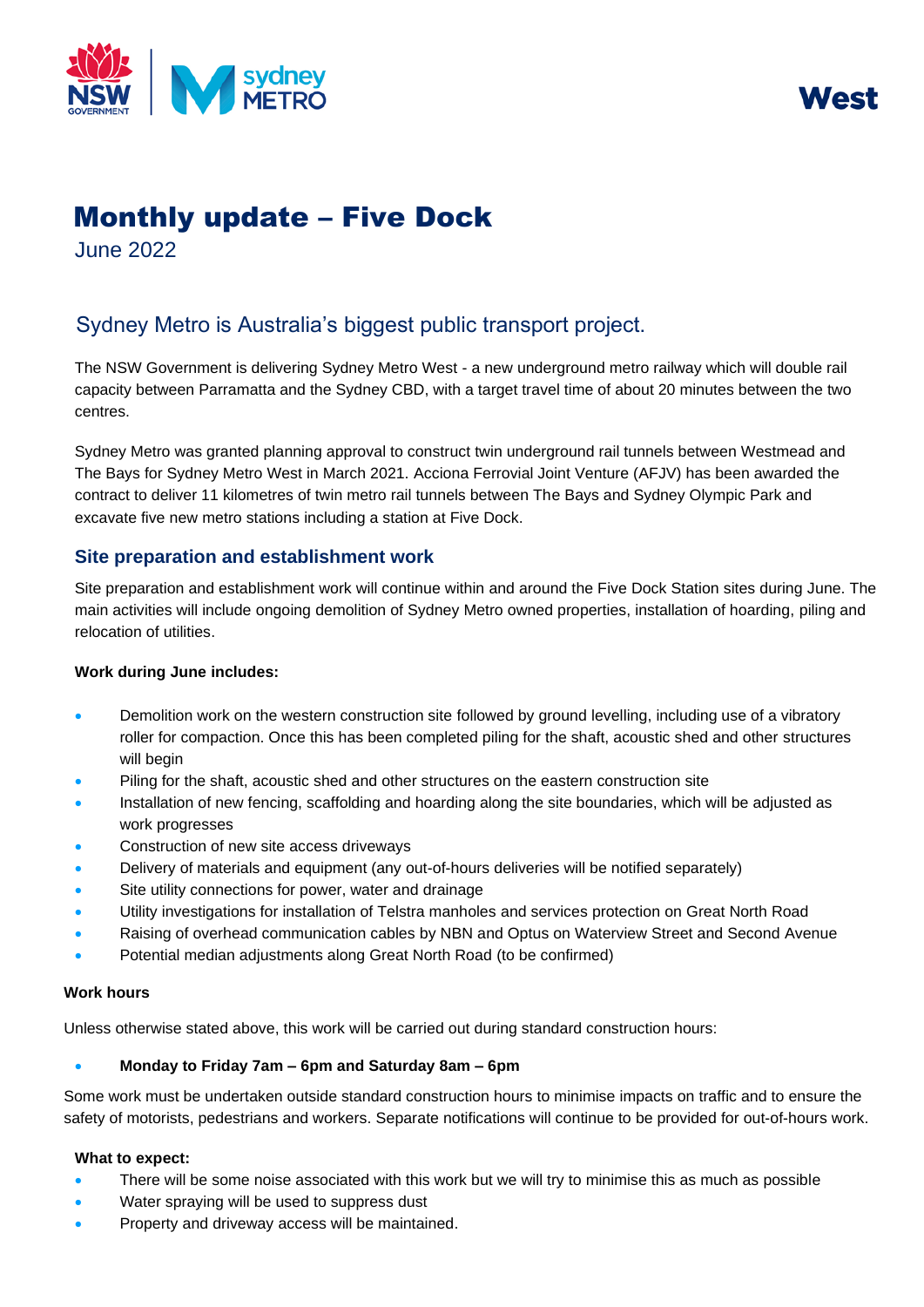West

# Monthly update – Five Dock

June 2022

## Sydney Metro is Australia's biggest public transport project.

The NSW Government is delivering Sydney Metro West - a new underground metro railway which will double rail capacity between Parramatta and the Sydney CBD, with a target travel time of about 20 minutes between the two centres.

Sydney Metro was granted planning approval to construct twin underground rail tunnels between Westmead and The Bays for Sydney Metro West in March 2021. Acciona Ferrovial Joint Venture (AFJV) has been awarded the contract to deliver 11 kilometres of twin metro rail tunnels between The Bays and Sydney Olympic Park and excavate five new metro stations including a station at Five Dock.

## Site preparation and establishment work

Site preparation and establishment work will continue within and around the Five Dock Station sites during June. The main activities will include ongoing demolition of Sydney Metro owned properties, installation of hoarding, piling and relocation of utilities.

**Work during June includes:**

- Demolition work on the western construction site followed by ground levelling, including use of a vibratory roller for compaction. Once this has been completed piling for the shaft, acoustic shed and other structures will begin
- Piling for the shaft, acoustic shed and other structures on the eastern construction site
- Installation of new fencing, scaffolding and hoarding along the site boundaries, which will be adjusted as work progresses
- Construction of new site access driveways
- Delivery of materials and equipment (any out-of-hours deliveries will be notified separately)
- Site utility connections for power, water and drainage
- Utility investigations for installation of Telstra manholes and services protection on Great North Road
- Raising of overhead communication cables by NBN and Optus on Waterview Street and Second Avenue
- Potential median adjustments along Great North Road (to be confirmed)

**Work hours**

Unless otherwise stated above, this work will be carried out during standard construction hours:

- **Monday to Friday 7am – 6pm and Saturday 8am – 6pm**

Some work must be undertaken outside standard construction hours to minimise impacts on traffic and to ensure the safety of motorists, pedestrians and workers. Separate notifications will continue to be provided for out-of-hours work.

**What to expect:**

- There will be some noise associated with this work but we will try to minimise this as much as possible
- Water spraying will be used to suppress dust
- Property and driveway access will be maintained.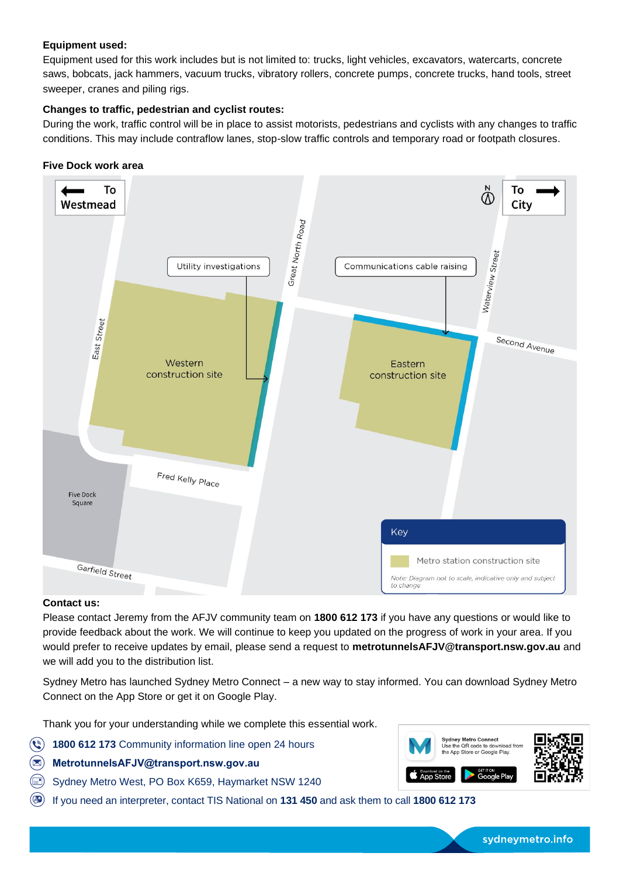**Equipment used:**

Equipment used for this work includes but is not limited to: trucks, light vehicles, excavators, watercarts, concrete saws, bobcats, jack hammers, vacuum trucks, vibratory rollers, concrete pumps, concrete trucks, hand tools, street sweeper, cranes and piling rigs.

**Changes to traffic, pedestrian and cyclist routes:**

During the work, traffic control will be in place to assist motorists, pedestrians and cyclists with any changes to traffic conditions. This may include contraflow lanes, stop-slow traffic controls and temporary road or footpath closures.

**Five Dock work area**

To Westmead
To City
N
Utility investigations
Communications cable raising
Great North Road
Waterview Street
Second Avenue
East Street
Western construction site
Eastern construction site
Fred Kelly Place
Five Dock Square
Garfield Street
Key
Metro station construction site
*Note: Diagram not to scale, indicative only and subject to change*

**Contact us:**

Please contact Jeremy from the AFJV community team on **1800 612 173** if you have any questions or would like to provide feedback about the work. We will continue to keep you updated on the progress of work in your area. If you would prefer to receive updates by email, please send a request to **metrotunnelsAFJV@transport.nsw.gov.au** and we will add you to the distribution list.

Sydney Metro has launched Sydney Metro Connect – a new way to stay informed. You can download Sydney Metro Connect on the App Store or get it on Google Play.

Thank you for your understanding while we complete this essential work.

- **1800 612 173** Community information line open 24 hours
- **MetrotunnelsAFJV@transport.nsw.gov.au**
- Sydney Metro West, PO Box K659, Haymarket NSW 1240
- If you need an interpreter, contact TIS National on **131 450** and ask them to call **1800 612 173**

Sydney Metro Connect
Use the QR code to download from the App Store or Google Play.
Download on the App Store
GET IT ON Google Play

sydneymetro.info